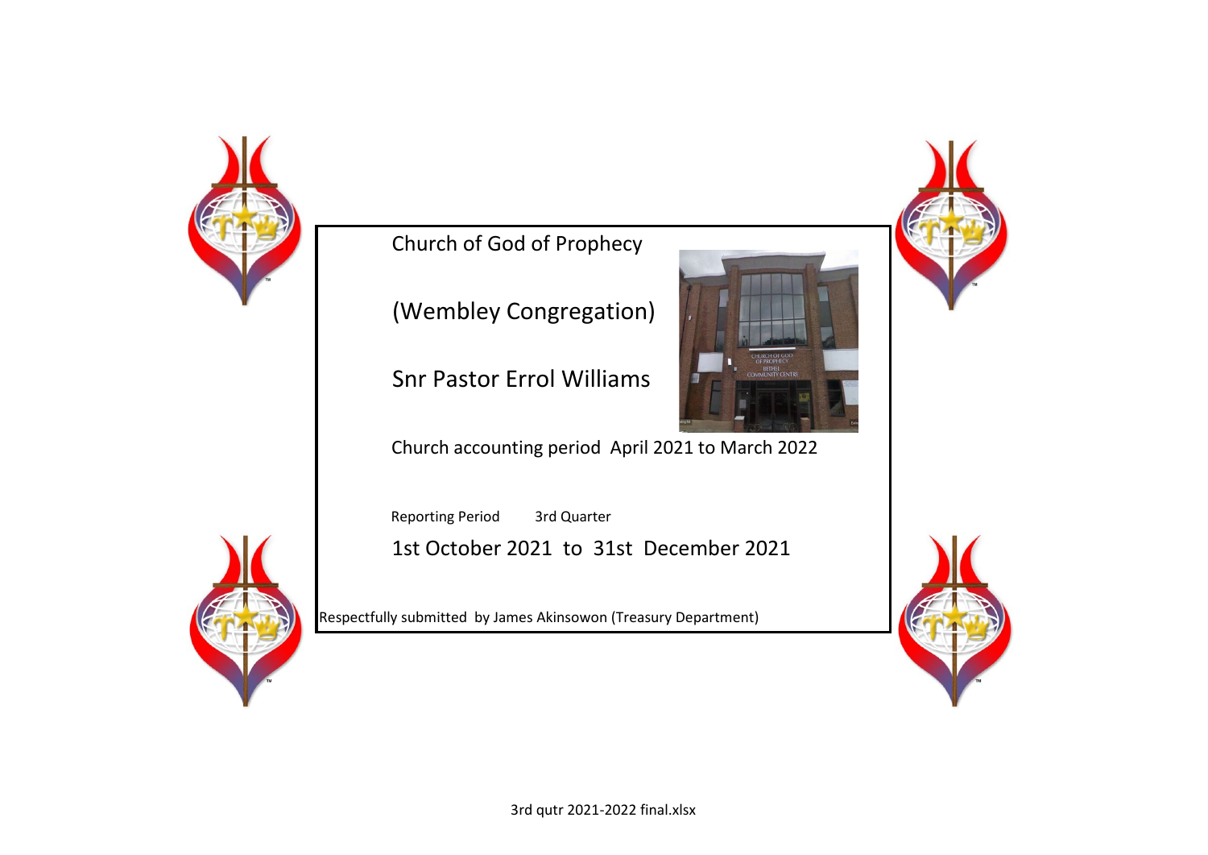Church of God of Prophecy

(Wembley Congregation)

Snr Pastor Errol Williams

Church accounting period April 2021 to March 2022

Reporting Period 3rd Quarter

1st October 2021 to 31st December 2021

Respectfully submitted by James Akinsowon (Treasury Department)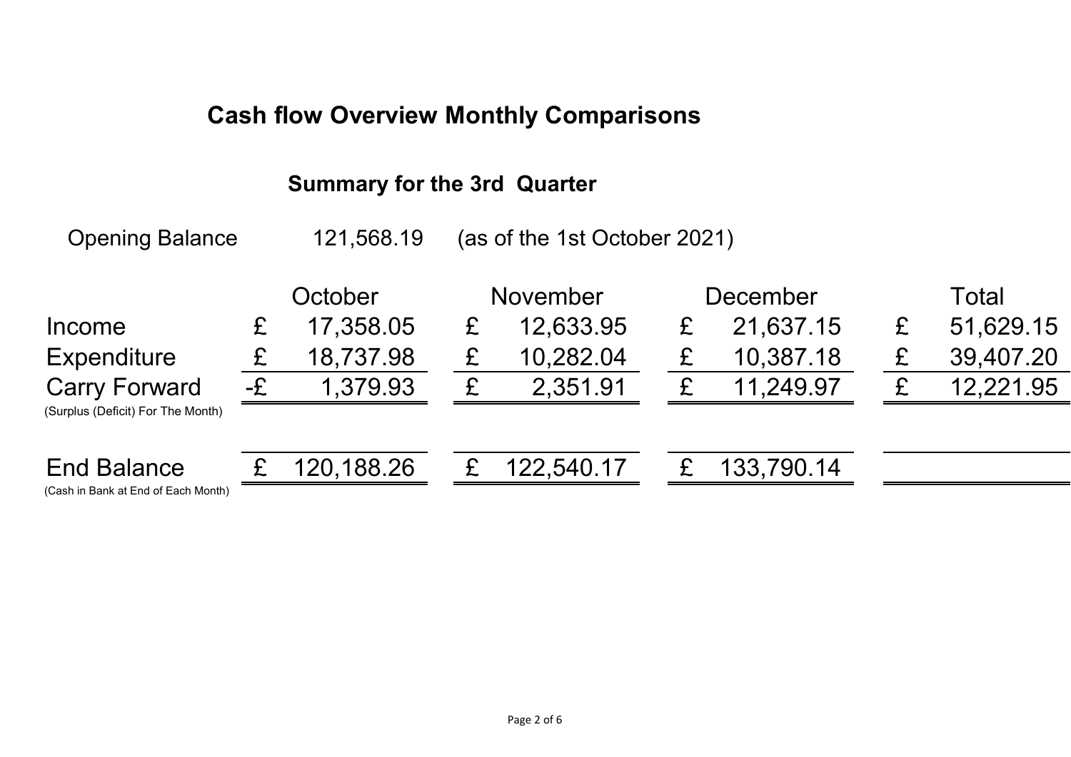# Cash flow Overview Monthly Comparisons

## Summary for the 3rd Quarter

Opening Balance 121,568.19 (as of the 1st October 2021)

| | October | November | December | Total |
|---|---|---|---|---|
| Income | £ 17,358.05 | £ 12,633.95 | £ 21,637.15 | £ 51,629.15 |
| Expenditure | £ 18,737.98 | £ 10,282.04 | £ 10,387.18 | £ 39,407.20 |
| Carry Forward (Surplus (Deficit) For The Month) | -£ 1,379.93 | £ 2,351.91 | £ 11,249.97 | £ 12,221.95 |
| End Balance (Cash in Bank at End of Each Month) | £ 120,188.26 | £ 122,540.17 | £ 133,790.14 | |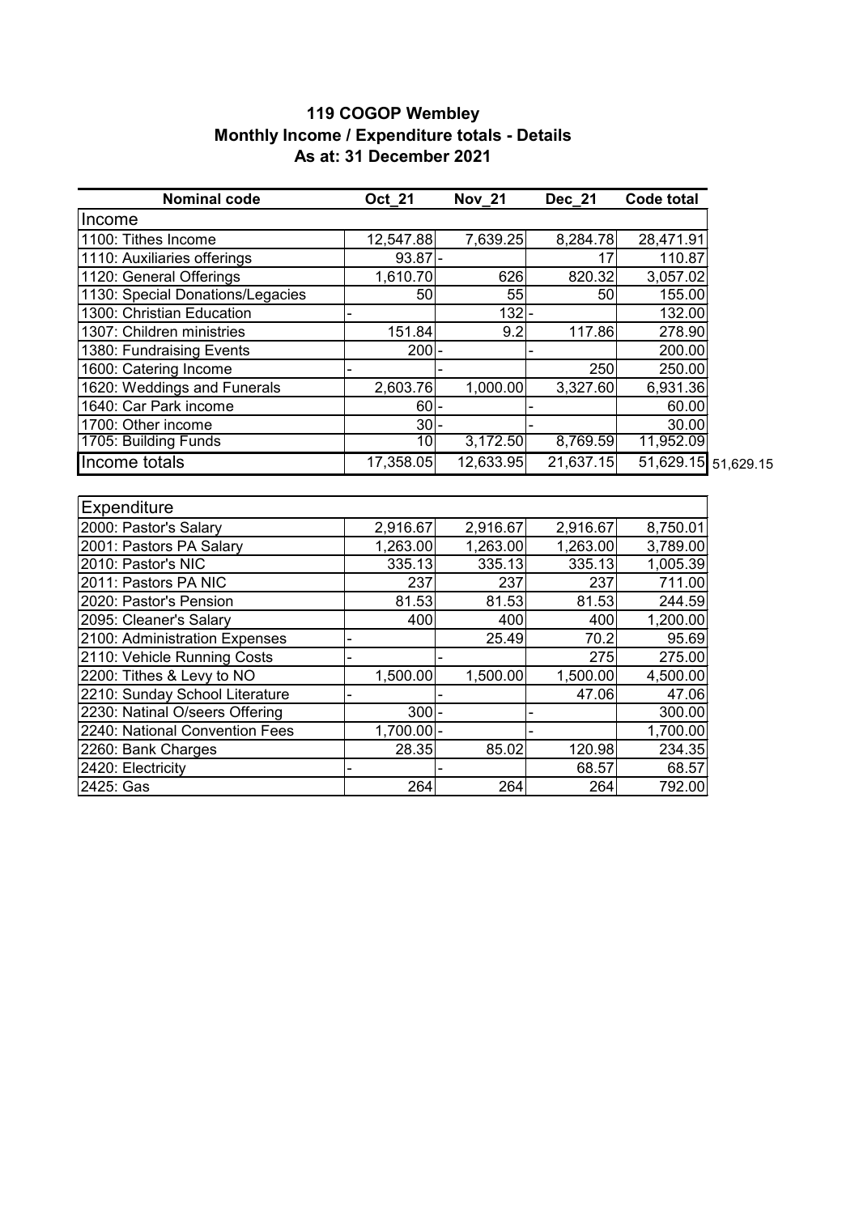## 119 COGOP Wembley
## Monthly Income / Expenditure totals - Details
## As at: 31 December 2021

| Nominal code | Oct_21 | Nov_21 | Dec_21 | Code total | |
|---|---|---|---|---|---|
| **Income** | | | | | |
| 1100: Tithes Income | 12,547.88 | 7,639.25 | 8,284.78 | 28,471.91 | |
| 1110: Auxiliaries offerings | 93.87 | - | 17 | 110.87 | |
| 1120: General Offerings | 1,610.70 | 626 | 820.32 | 3,057.02 | |
| 1130: Special Donations/Legacies | 50 | 55 | 50 | 155.00 | |
| 1300: Christian Education | - | 132 | - | 132.00 | |
| 1307: Children ministries | 151.84 | 9.2 | 117.86 | 278.90 | |
| 1380: Fundraising Events | 200 | - | - | 200.00 | |
| 1600: Catering Income | - | - | 250 | 250.00 | |
| 1620: Weddings and Funerals | 2,603.76 | 1,000.00 | 3,327.60 | 6,931.36 | |
| 1640: Car Park income | 60 | - | - | 60.00 | |
| 1700: Other income | 30 | - | - | 30.00 | |
| 1705: Building Funds | 10 | 3,172.50 | 8,769.59 | 11,952.09 | |
| **Income totals** | 17,358.05 | 12,633.95 | 21,637.15 | 51,629.15 | 51,629.15 |

| Nominal code | Oct_21 | Nov_21 | Dec_21 | Code total |
|---|---|---|---|---|
| **Expenditure** | | | | |
| 2000: Pastor's Salary | 2,916.67 | 2,916.67 | 2,916.67 | 8,750.01 |
| 2001: Pastors PA Salary | 1,263.00 | 1,263.00 | 1,263.00 | 3,789.00 |
| 2010: Pastor's NIC | 335.13 | 335.13 | 335.13 | 1,005.39 |
| 2011: Pastors PA NIC | 237 | 237 | 237 | 711.00 |
| 2020: Pastor's Pension | 81.53 | 81.53 | 81.53 | 244.59 |
| 2095: Cleaner's Salary | 400 | 400 | 400 | 1,200.00 |
| 2100: Administration Expenses | - | 25.49 | 70.2 | 95.69 |
| 2110: Vehicle Running Costs | - | - | 275 | 275.00 |
| 2200: Tithes & Levy to NO | 1,500.00 | 1,500.00 | 1,500.00 | 4,500.00 |
| 2210: Sunday School Literature | - | - | 47.06 | 47.06 |
| 2230: Natinal O/seers Offering | 300 | - | - | 300.00 |
| 2240: National Convention Fees | 1,700.00 | - | - | 1,700.00 |
| 2260: Bank Charges | 28.35 | 85.02 | 120.98 | 234.35 |
| 2420: Electricity | - | - | 68.57 | 68.57 |
| 2425: Gas | 264 | 264 | 264 | 792.00 |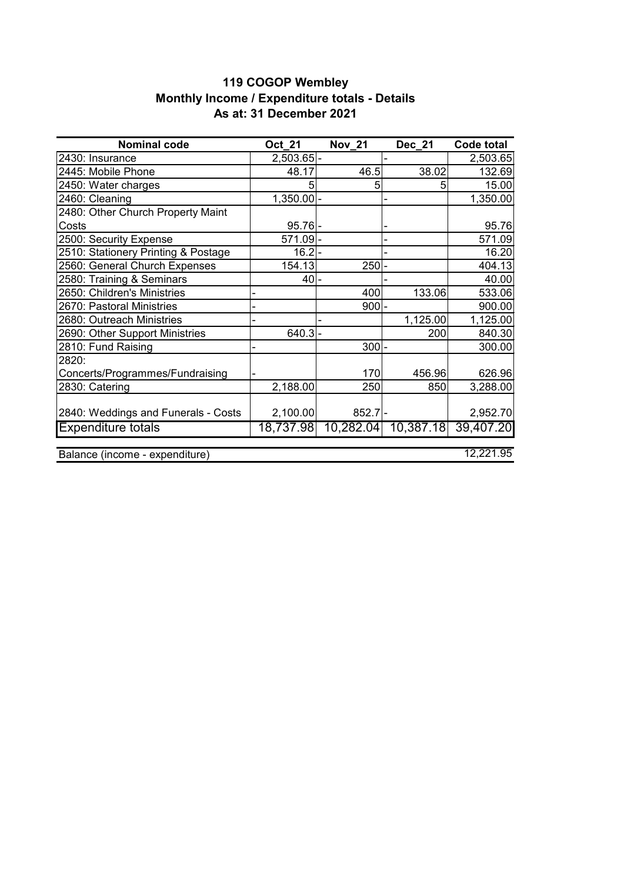**119 COGOP Wembley**
**Monthly Income / Expenditure totals - Details**
**As at: 31 December 2021**

| Nominal code | Oct_21 | Nov_21 | Dec_21 | Code total |
|---|---|---|---|---|
| 2430: Insurance | 2,503.65 | - | - | 2,503.65 |
| 2445: Mobile Phone | 48.17 | 46.5 | 38.02 | 132.69 |
| 2450: Water charges | 5 | 5 | 5 | 15.00 |
| 2460: Cleaning | 1,350.00 | - | - | 1,350.00 |
| 2480: Other Church Property Maint Costs | 95.76 | - | - | 95.76 |
| 2500: Security Expense | 571.09 | - | - | 571.09 |
| 2510: Stationery Printing & Postage | 16.2 | - | - | 16.20 |
| 2560: General Church Expenses | 154.13 | 250 | - | 404.13 |
| 2580: Training & Seminars | 40 | - | - | 40.00 |
| 2650: Children's Ministries | - | 400 | 133.06 | 533.06 |
| 2670: Pastoral Ministries | - | 900 | - | 900.00 |
| 2680: Outreach Ministries | - | - | 1,125.00 | 1,125.00 |
| 2690: Other Support Ministries | 640.3 | - | 200 | 840.30 |
| 2810: Fund Raising | - | 300 | - | 300.00 |
| 2820: Concerts/Programmes/Fundraising | - | 170 | 456.96 | 626.96 |
| 2830: Catering | 2,188.00 | 250 | 850 | 3,288.00 |
| 2840: Weddings and Funerals - Costs | 2,100.00 | 852.7 | - | 2,952.70 |
| Expenditure totals | 18,737.98 | 10,282.04 | 10,387.18 | 39,407.20 |

| Balance (income - expenditure) | | | | 12,221.95 |
|---|---|---|---|---|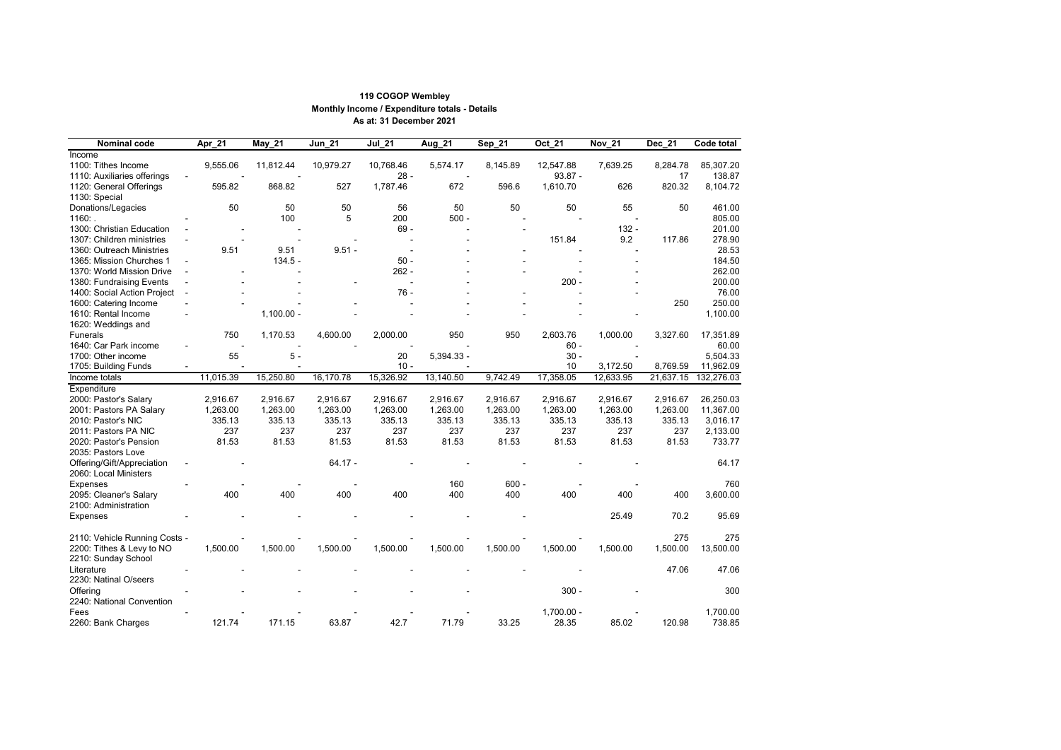# 119 COGOP Wembley

**Monthly Income / Expenditure totals - Details**

**As at: 31 December 2021**

| Nominal code | Apr_21 | May_21 | Jun_21 | Jul_21 | Aug_21 | Sep_21 | Oct_21 | Nov_21 | Dec_21 | Code total |
|---|---|---|---|---|---|---|---|---|---|---|
| Income | | | | | | | | | | |
| 1100: Tithes Income | 9,555.06 | 11,812.44 | 10,979.27 | 10,768.46 | 5,574.17 | 8,145.89 | 12,547.88 | 7,639.25 | 8,284.78 | 85,307.20 |
| 1110: Auxiliaries offerings | - | - | - | 28 | - | - | 93.87 | - | 17 | 138.87 |
| 1120: General Offerings | 595.82 | 868.82 | 527 | 1,787.46 | 672 | 596.6 | 1,610.70 | 626 | 820.32 | 8,104.72 |
| 1130: Special Donations/Legacies | 50 | 50 | 50 | 56 | 50 | 50 | 50 | 55 | 50 | 461.00 |
| 1160: . | - | 100 | 5 | 200 | 500 | - | - | - | - | 805.00 |
| 1300: Christian Education | - | - | - | 69 | - | - | - | 132 | - | 201.00 |
| 1307: Children ministries | - | - | - | - | - | - | 151.84 | 9.2 | 117.86 | 278.90 |
| 1360: Outreach Ministries | 9.51 | 9.51 | 9.51 | - | - | - | - | - | | 28.53 |
| 1365: Mission Churches 1 | - | 134.5 | - | 50 | - | - | - | - | | 184.50 |
| 1370: World Mission Drive | - | - | - | 262 | - | - | - | - | | 262.00 |
| 1380: Fundraising Events | - | - | - | - | - | - | 200 | - | | 200.00 |
| 1400: Social Action Project | - | - | - | 76 | - | - | - | - | | 76.00 |
| 1600: Catering Income | - | - | - | - | - | - | - | - | 250 | 250.00 |
| 1610: Rental Income | - | 1,100.00 | - | - | - | - | - | - | | 1,100.00 |
| 1620: Weddings and Funerals | 750 | 1,170.53 | 4,600.00 | 2,000.00 | 950 | 950 | 2,603.76 | 1,000.00 | 3,327.60 | 17,351.89 |
| 1640: Car Park income | - | - | - | - | - | - | 60 | - | | 60.00 |
| 1700: Other income | 55 | 5 | - | 20 | 5,394.33 | - | 30 | - | | 5,504.33 |
| 1705: Building Funds | - | - | - | 10 | - | - | 10 | 3,172.50 | 8,769.59 | 11,962.09 |
| Income totals | 11,015.39 | 15,250.80 | 16,170.78 | 15,326.92 | 13,140.50 | 9,742.49 | 17,358.05 | 12,633.95 | 21,637.15 | 132,276.03 |
| Expenditure | | | | | | | | | | |
| 2000: Pastor's Salary | 2,916.67 | 2,916.67 | 2,916.67 | 2,916.67 | 2,916.67 | 2,916.67 | 2,916.67 | 2,916.67 | 2,916.67 | 26,250.03 |
| 2001: Pastors PA Salary | 1,263.00 | 1,263.00 | 1,263.00 | 1,263.00 | 1,263.00 | 1,263.00 | 1,263.00 | 1,263.00 | 1,263.00 | 11,367.00 |
| 2010: Pastor's NIC | 335.13 | 335.13 | 335.13 | 335.13 | 335.13 | 335.13 | 335.13 | 335.13 | 335.13 | 3,016.17 |
| 2011: Pastors PA NIC | 237 | 237 | 237 | 237 | 237 | 237 | 237 | 237 | 237 | 2,133.00 |
| 2020: Pastor's Pension | 81.53 | 81.53 | 81.53 | 81.53 | 81.53 | 81.53 | 81.53 | 81.53 | 81.53 | 733.77 |
| 2035: Pastors Love Offering/Gift/Appreciation | - | - | 64.17 | - | - | - | - | - | | 64.17 |
| 2060: Local Ministers Expenses | - | - | - | - | 160 | 600 | - | - | | 760 |
| 2095: Cleaner's Salary | 400 | 400 | 400 | 400 | 400 | 400 | 400 | 400 | 400 | 3,600.00 |
| 2100: Administration Expenses | - | - | - | - | - | - | | 25.49 | 70.2 | 95.69 |
| 2110: Vehicle Running Costs | - | - | - | - | - | - | - | - | 275 | 275 |
| 2200: Tithes & Levy to NO | 1,500.00 | 1,500.00 | 1,500.00 | 1,500.00 | 1,500.00 | 1,500.00 | 1,500.00 | 1,500.00 | 1,500.00 | 13,500.00 |
| 2210: Sunday School Literature | - | - | - | - | - | - | - | | 47.06 | 47.06 |
| 2230: Natinal O/seers Offering | - | - | - | - | - | | 300 | - | | 300 |
| 2240: National Convention Fees | - | - | - | - | - | | 1,700.00 | - | | 1,700.00 |
| 2260: Bank Charges | 121.74 | 171.15 | 63.87 | 42.7 | 71.79 | 33.25 | 28.35 | 85.02 | 120.98 | 738.85 |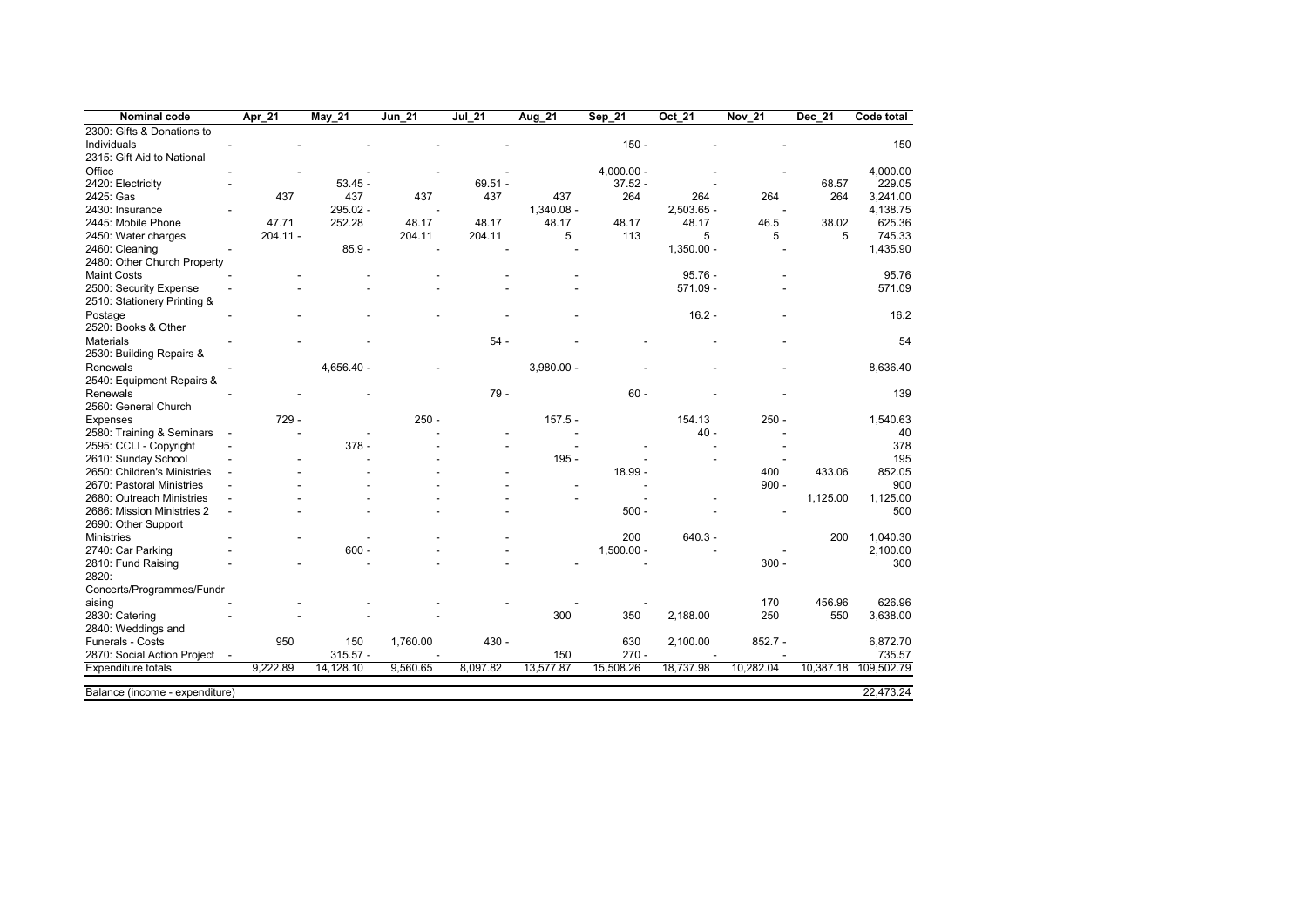| Nominal code | Apr_21 | May_21 | Jun_21 | Jul_21 | Aug_21 | Sep_21 | Oct_21 | Nov_21 | Dec_21 | Code total |
|---|---|---|---|---|---|---|---|---|---|---|
| 2300: Gifts & Donations to Individuals | - | - | - | - | - | 150 - | - | - | | 150 |
| 2315: Gift Aid to National Office | - | - | - | - | - | 4,000.00 - | - | - | | 4,000.00 |
| 2420: Electricity | - | 53.45 - | | 69.51 - | | 37.52 - | - | | 68.57 | 229.05 |
| 2425: Gas | 437 | 437 | 437 | 437 | 437 | 264 | 264 | 264 | 264 | 3,241.00 |
| 2430: Insurance | - | 295.02 - | | - | 1,340.08 - | | 2,503.65 - | - | | 4,138.75 |
| 2445: Mobile Phone | 47.71 | 252.28 | 48.17 | 48.17 | 48.17 | 48.17 | 48.17 | 46.5 | 38.02 | 625.36 |
| 2450: Water charges | 204.11 - | | 204.11 | 204.11 | 5 | 113 | 5 | 5 | 5 | 745.33 |
| 2460: Cleaning | - | 85.9 - | | - | - | | 1,350.00 - | - | | 1,435.90 |
| 2480: Other Church Property Maint Costs | - | - | - | - | - | | 95.76 - | - | | 95.76 |
| 2500: Security Expense | - | - | - | - | - | | 571.09 - | - | | 571.09 |
| 2510: Stationery Printing & Postage | - | - | - | - | - | | 16.2 - | - | | 16.2 |
| 2520: Books & Other Materials | - | - | - | 54 - | | - | - | - | | 54 |
| 2530: Building Repairs & Renewals | - | 4,656.40 - | | - | 3,980.00 - | | - | - | | 8,636.40 |
| 2540: Equipment Repairs & Renewals | - | - | - | 79 - | | 60 - | - | - | | 139 |
| 2560: General Church Expenses | | 729 - | 250 - | | 157.5 - | | 154.13 | 250 - | | 1,540.63 |
| 2580: Training & Seminars | - | - | | - | - | | 40 - | - | | 40 |
| 2595: CCLI - Copyright | - | 378 - | - | - | - | | - | - | | 378 |
| 2610: Sunday School | - | - | - | - | 195 - | - | - | - | | 195 |
| 2650: Children's Ministries | - | - | - | - | | 18.99 - | | 400 | 433.06 | 852.05 |
| 2670: Pastoral Ministries | - | - | - | - | - | - | | 900 - | | 900 |
| 2680: Outreach Ministries | - | - | - | - | - | - | - | - | 1,125.00 | 1,125.00 |
| 2686: Mission Ministries 2 | - | - | - | - | | 500 - | | - | | 500 |
| 2690: Other Support Ministries | - | - | - | - | | 200 | 640.3 - | | 200 | 1,040.30 |
| 2740: Car Parking | - | 600 - | | - | - | 1,500.00 - | | - | | 2,100.00 |
| 2810: Fund Raising | - | - | - | - | - | - | | 300 - | | 300 |
| 2820: Concerts/Programmes/Fundraising | - | - | - | - | - | - | - | 170 | 456.96 | 626.96 |
| 2830: Catering | - | - | - | - | 300 | 350 | 2,188.00 | 250 | 550 | 3,638.00 |
| 2840: Weddings and Funerals - Costs | 950 | 150 | 1,760.00 | 430 - | | 630 | 2,100.00 | 852.7 - | | 6,872.70 |
| 2870: Social Action Project | - | 315.57 - | | - | 150 | 270 - | | - | | 735.57 |
| Expenditure totals | 9,222.89 | 14,128.10 | 9,560.65 | 8,097.82 | 13,577.87 | 15,508.26 | 18,737.98 | 10,282.04 | 10,387.18 | 109,502.79 |
| Balance (income - expenditure) | | | | | | | | | | 22,473.24 |